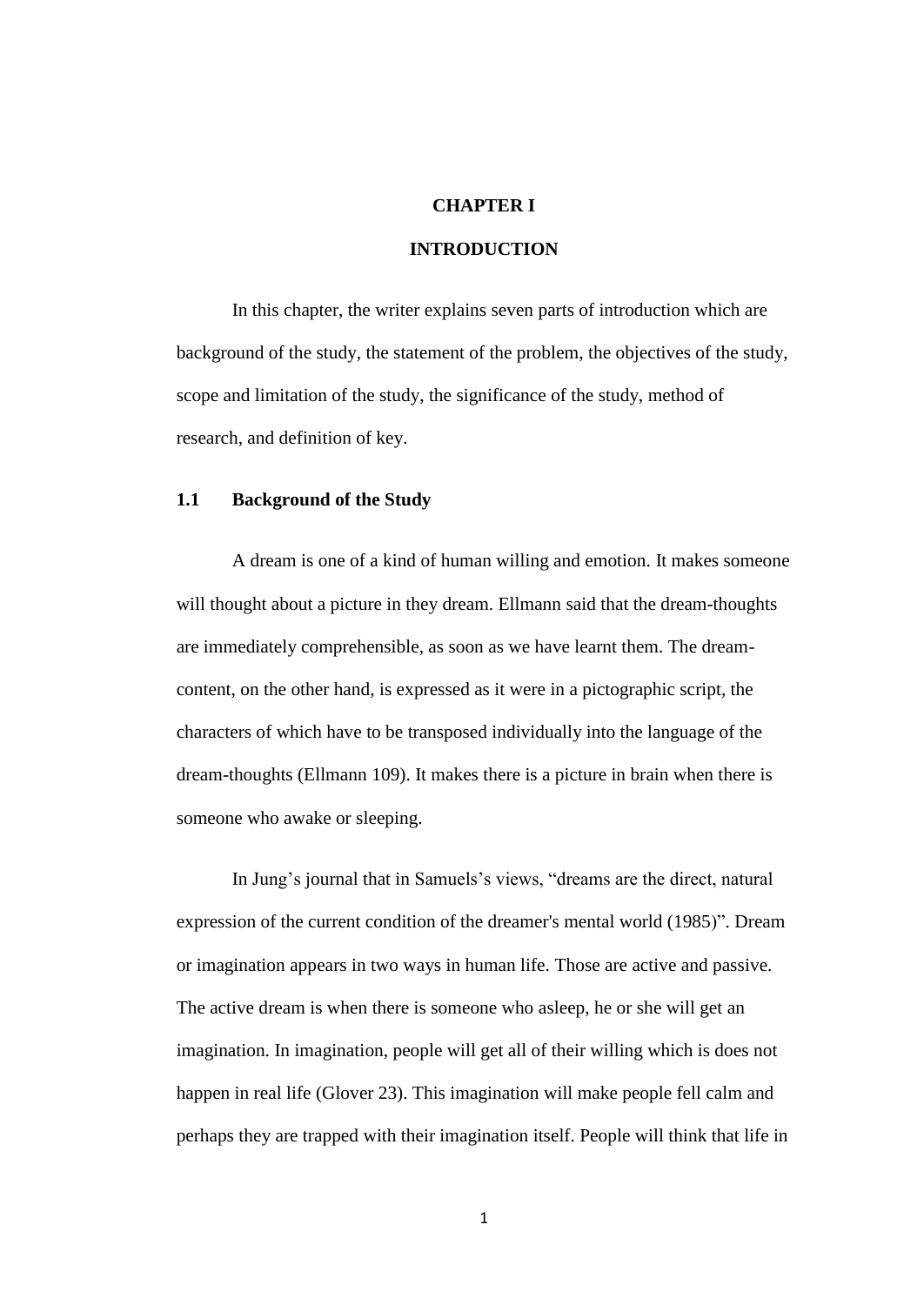# CHAPTER I

# INTRODUCTION

In this chapter, the writer explains seven parts of introduction which are background of the study, the statement of the problem, the objectives of the study, scope and limitation of the study, the significance of the study, method of research, and definition of key.

## 1.1 Background of the Study

A dream is one of a kind of human willing and emotion. It makes someone will thought about a picture in they dream. Ellmann said that the dream-thoughts are immediately comprehensible, as soon as we have learnt them. The dream-content, on the other hand, is expressed as it were in a pictographic script, the characters of which have to be transposed individually into the language of the dream-thoughts (Ellmann 109). It makes there is a picture in brain when there is someone who awake or sleeping.

In Jung's journal that in Samuels's views, "dreams are the direct, natural expression of the current condition of the dreamer's mental world (1985)". Dream or imagination appears in two ways in human life. Those are active and passive. The active dream is when there is someone who asleep, he or she will get an imagination. In imagination, people will get all of their willing which is does not happen in real life (Glover 23). This imagination will make people fell calm and perhaps they are trapped with their imagination itself. People will think that life in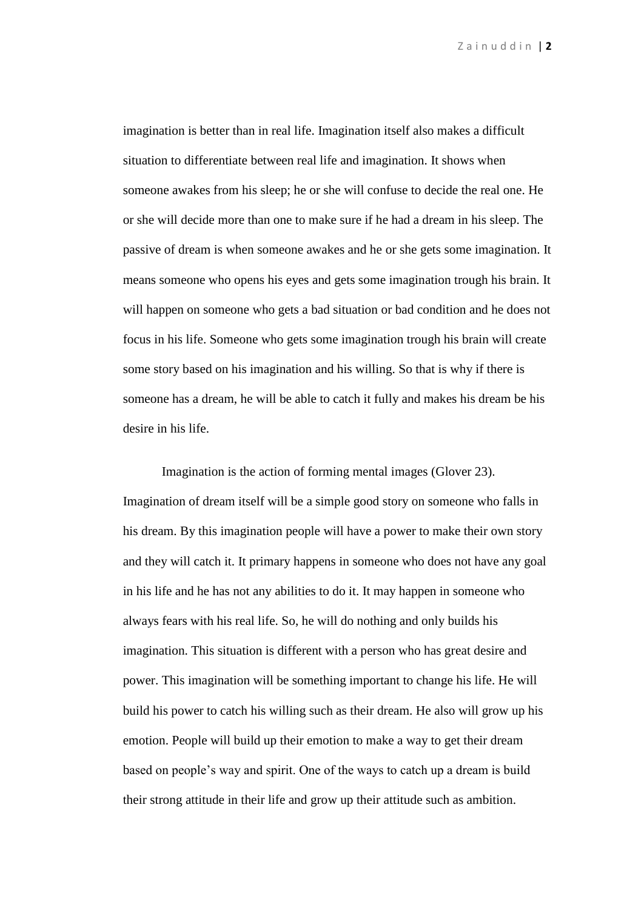imagination is better than in real life. Imagination itself also makes a difficult situation to differentiate between real life and imagination. It shows when someone awakes from his sleep; he or she will confuse to decide the real one. He or she will decide more than one to make sure if he had a dream in his sleep. The passive of dream is when someone awakes and he or she gets some imagination. It means someone who opens his eyes and gets some imagination trough his brain. It will happen on someone who gets a bad situation or bad condition and he does not focus in his life. Someone who gets some imagination trough his brain will create some story based on his imagination and his willing. So that is why if there is someone has a dream, he will be able to catch it fully and makes his dream be his desire in his life.

Imagination is the action of forming mental images (Glover 23). Imagination of dream itself will be a simple good story on someone who falls in his dream. By this imagination people will have a power to make their own story and they will catch it. It primary happens in someone who does not have any goal in his life and he has not any abilities to do it. It may happen in someone who always fears with his real life. So, he will do nothing and only builds his imagination. This situation is different with a person who has great desire and power. This imagination will be something important to change his life. He will build his power to catch his willing such as their dream. He also will grow up his emotion. People will build up their emotion to make a way to get their dream based on people's way and spirit. One of the ways to catch up a dream is build their strong attitude in their life and grow up their attitude such as ambition.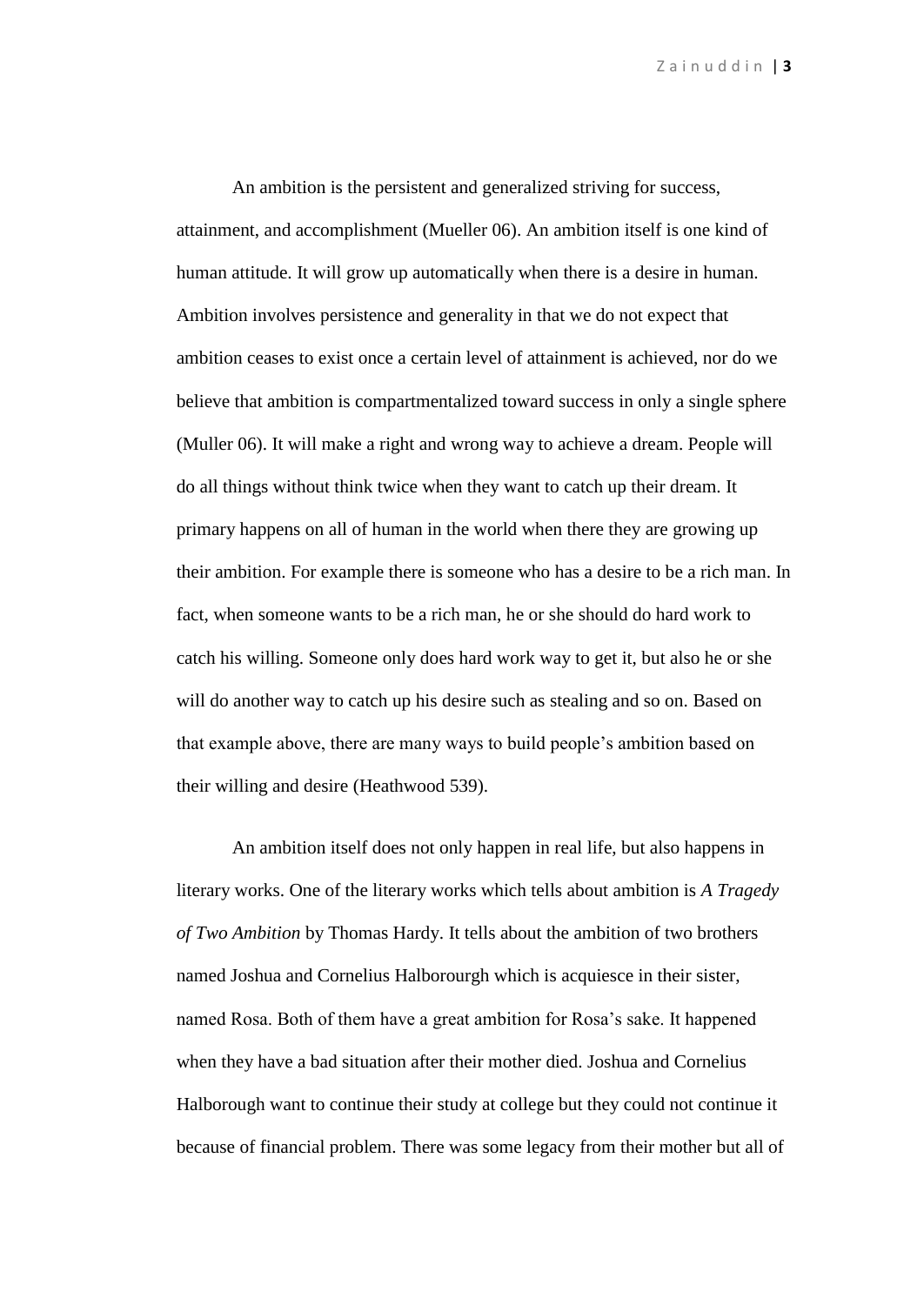An ambition is the persistent and generalized striving for success, attainment, and accomplishment (Mueller 06). An ambition itself is one kind of human attitude. It will grow up automatically when there is a desire in human. Ambition involves persistence and generality in that we do not expect that ambition ceases to exist once a certain level of attainment is achieved, nor do we believe that ambition is compartmentalized toward success in only a single sphere (Muller 06). It will make a right and wrong way to achieve a dream. People will do all things without think twice when they want to catch up their dream. It primary happens on all of human in the world when there they are growing up their ambition. For example there is someone who has a desire to be a rich man. In fact, when someone wants to be a rich man, he or she should do hard work to catch his willing. Someone only does hard work way to get it, but also he or she will do another way to catch up his desire such as stealing and so on. Based on that example above, there are many ways to build people's ambition based on their willing and desire (Heathwood 539).

An ambition itself does not only happen in real life, but also happens in literary works. One of the literary works which tells about ambition is *A Tragedy of Two Ambition* by Thomas Hardy. It tells about the ambition of two brothers named Joshua and Cornelius Halborourgh which is acquiesce in their sister, named Rosa. Both of them have a great ambition for Rosa's sake. It happened when they have a bad situation after their mother died. Joshua and Cornelius Halborough want to continue their study at college but they could not continue it because of financial problem. There was some legacy from their mother but all of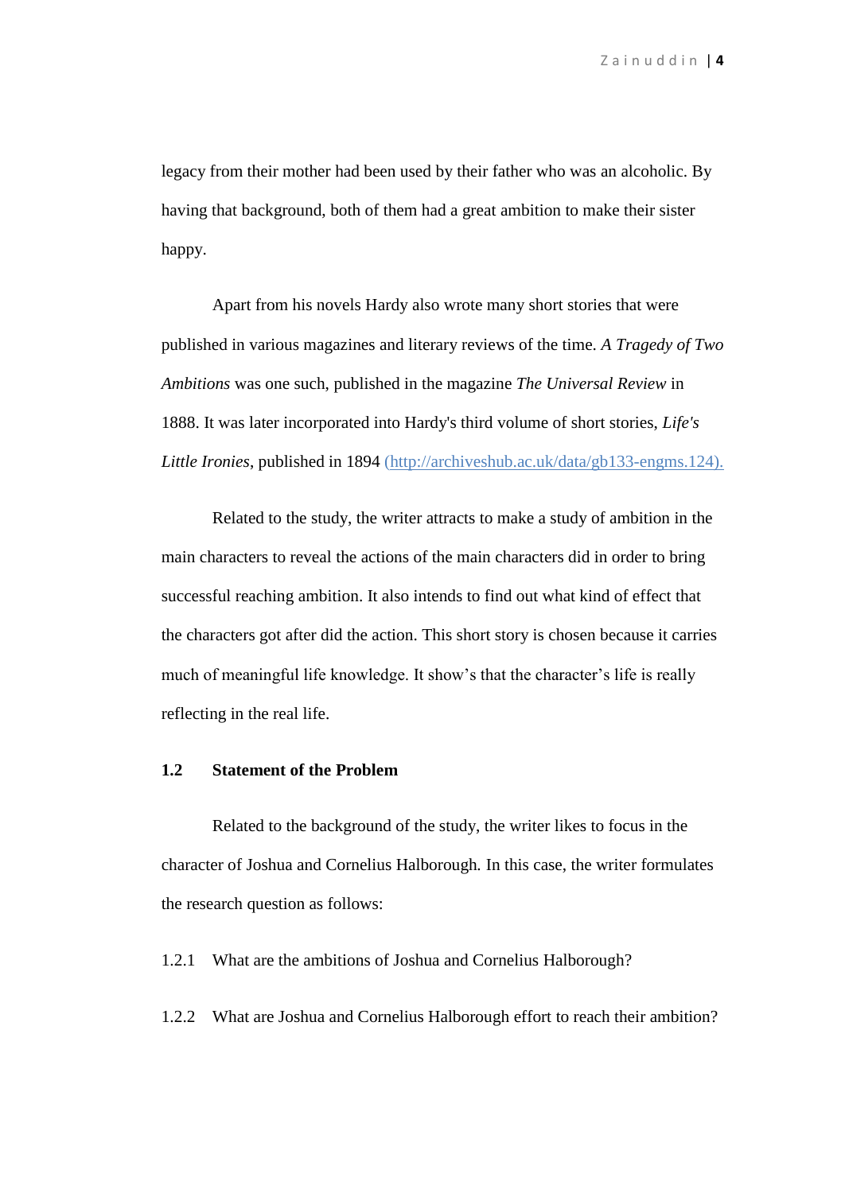legacy from their mother had been used by their father who was an alcoholic. By having that background, both of them had a great ambition to make their sister happy.

Apart from his novels Hardy also wrote many short stories that were published in various magazines and literary reviews of the time. *A Tragedy of Two Ambitions* was one such, published in the magazine *The Universal Review* in 1888. It was later incorporated into Hardy's third volume of short stories, *Life's Little Ironies*, published in 1894 (http://archiveshub.ac.uk/data/gb133-engms.124).

Related to the study, the writer attracts to make a study of ambition in the main characters to reveal the actions of the main characters did in order to bring successful reaching ambition. It also intends to find out what kind of effect that the characters got after did the action. This short story is chosen because it carries much of meaningful life knowledge. It show's that the character's life is really reflecting in the real life.

### 1.2 Statement of the Problem

Related to the background of the study, the writer likes to focus in the character of Joshua and Cornelius Halborough. In this case, the writer formulates the research question as follows:

1.2.1 What are the ambitions of Joshua and Cornelius Halborough?

1.2.2 What are Joshua and Cornelius Halborough effort to reach their ambition?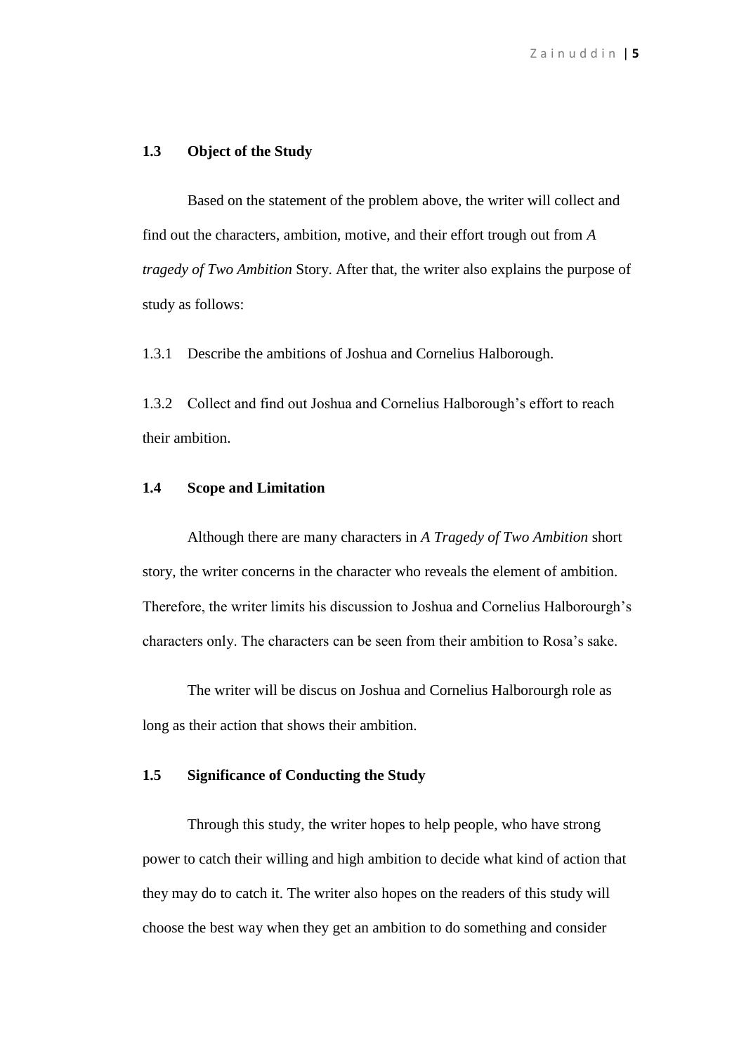### 1.3 Object of the Study

Based on the statement of the problem above, the writer will collect and find out the characters, ambition, motive, and their effort trough out from *A tragedy of Two Ambition* Story. After that, the writer also explains the purpose of study as follows:

1.3.1 Describe the ambitions of Joshua and Cornelius Halborough.

1.3.2 Collect and find out Joshua and Cornelius Halborough's effort to reach their ambition.

### 1.4 Scope and Limitation

Although there are many characters in *A Tragedy of Two Ambition* short story, the writer concerns in the character who reveals the element of ambition. Therefore, the writer limits his discussion to Joshua and Cornelius Halborourgh's characters only. The characters can be seen from their ambition to Rosa's sake.

The writer will be discus on Joshua and Cornelius Halborourgh role as long as their action that shows their ambition.

### 1.5 Significance of Conducting the Study

Through this study, the writer hopes to help people, who have strong power to catch their willing and high ambition to decide what kind of action that they may do to catch it. The writer also hopes on the readers of this study will choose the best way when they get an ambition to do something and consider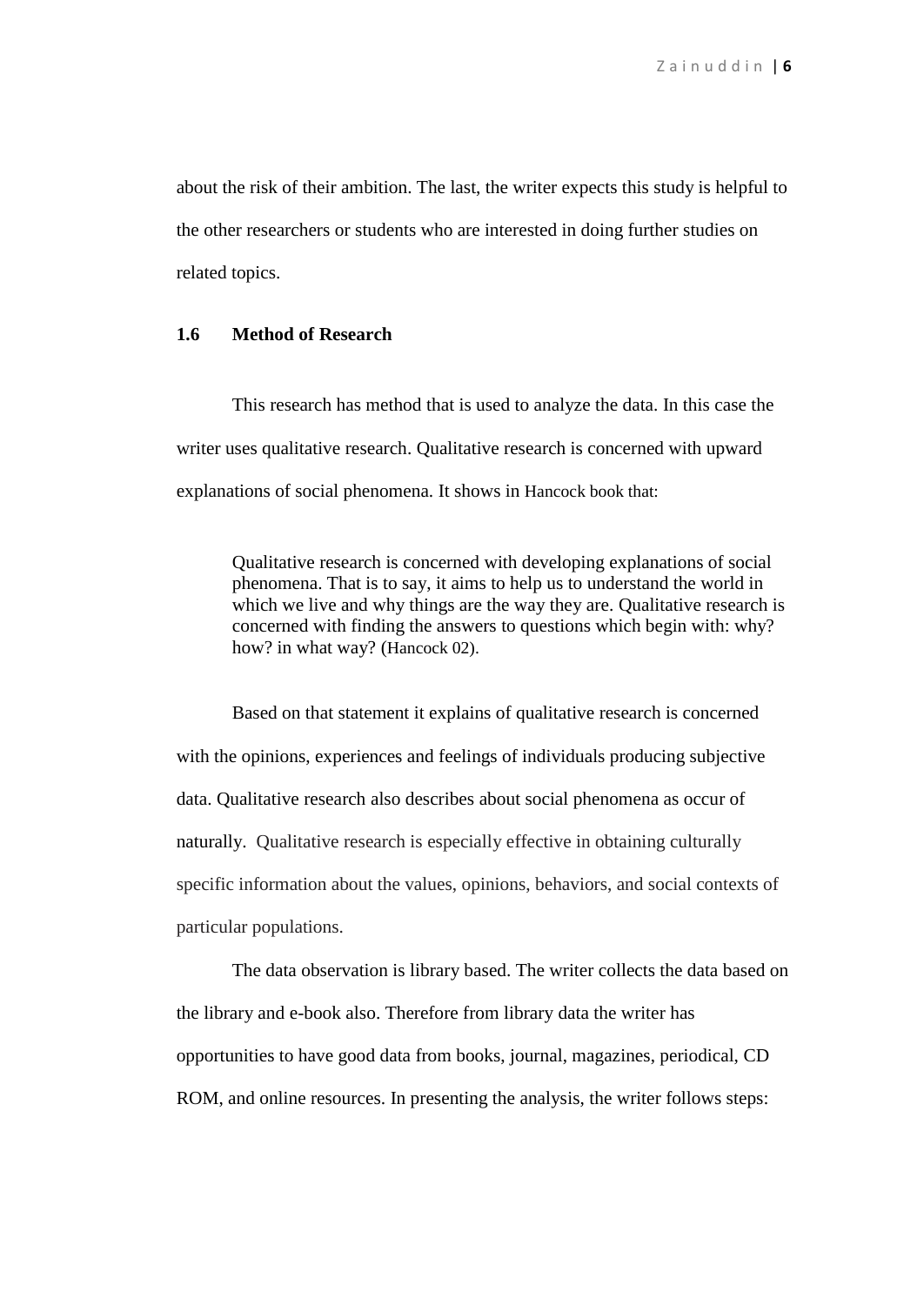about the risk of their ambition. The last, the writer expects this study is helpful to the other researchers or students who are interested in doing further studies on related topics.

### 1.6 Method of Research

This research has method that is used to analyze the data. In this case the writer uses qualitative research. Qualitative research is concerned with upward explanations of social phenomena. It shows in Hancock book that:

> Qualitative research is concerned with developing explanations of social phenomena. That is to say, it aims to help us to understand the world in which we live and why things are the way they are. Qualitative research is concerned with finding the answers to questions which begin with: why? how? in what way? (Hancock 02).

Based on that statement it explains of qualitative research is concerned with the opinions, experiences and feelings of individuals producing subjective data. Qualitative research also describes about social phenomena as occur of naturally. Qualitative research is especially effective in obtaining culturally specific information about the values, opinions, behaviors, and social contexts of particular populations.

The data observation is library based. The writer collects the data based on the library and e-book also. Therefore from library data the writer has opportunities to have good data from books, journal, magazines, periodical, CD ROM, and online resources. In presenting the analysis, the writer follows steps: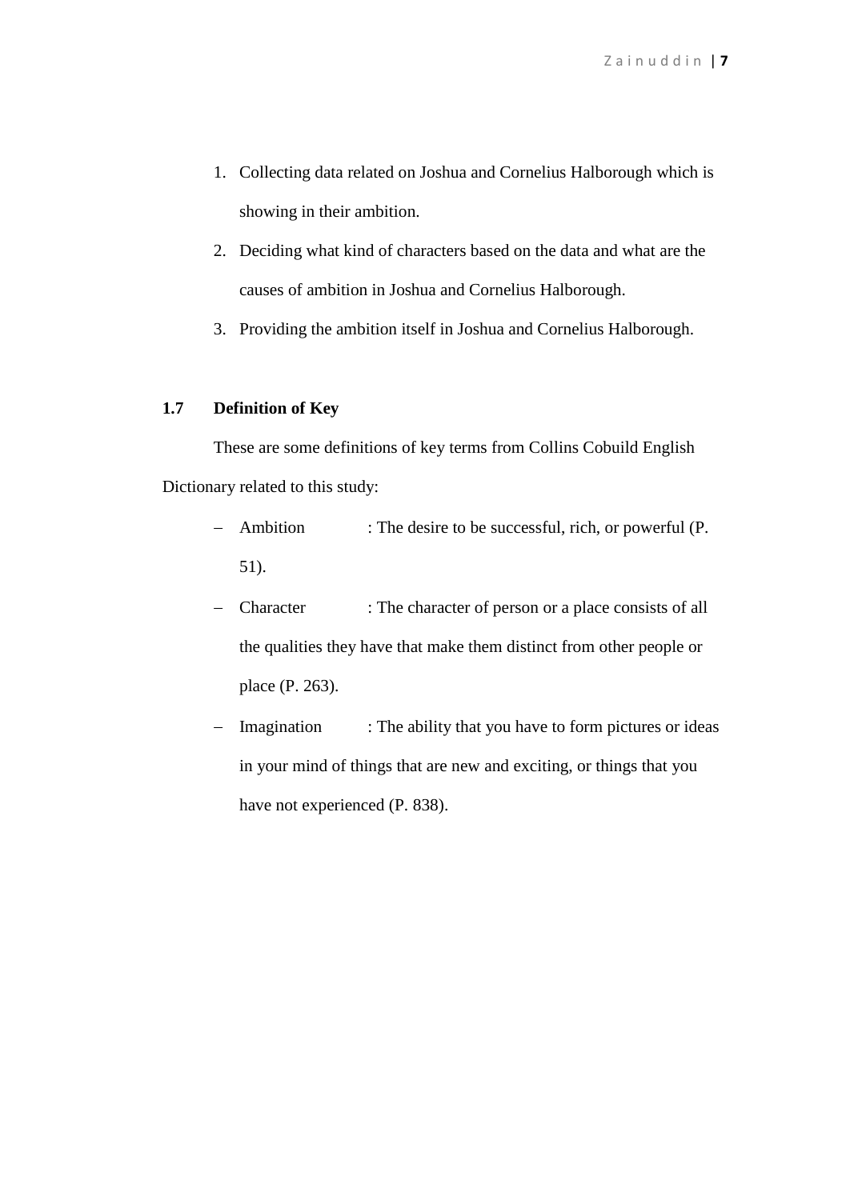1. Collecting data related on Joshua and Cornelius Halborough which is showing in their ambition.
2. Deciding what kind of characters based on the data and what are the causes of ambition in Joshua and Cornelius Halborough.
3. Providing the ambition itself in Joshua and Cornelius Halborough.

## 1.7 Definition of Key

These are some definitions of key terms from Collins Cobuild English Dictionary related to this study:

- Ambition : The desire to be successful, rich, or powerful (P. 51).
- Character : The character of person or a place consists of all the qualities they have that make them distinct from other people or place (P. 263).
- Imagination : The ability that you have to form pictures or ideas in your mind of things that are new and exciting, or things that you have not experienced (P. 838).